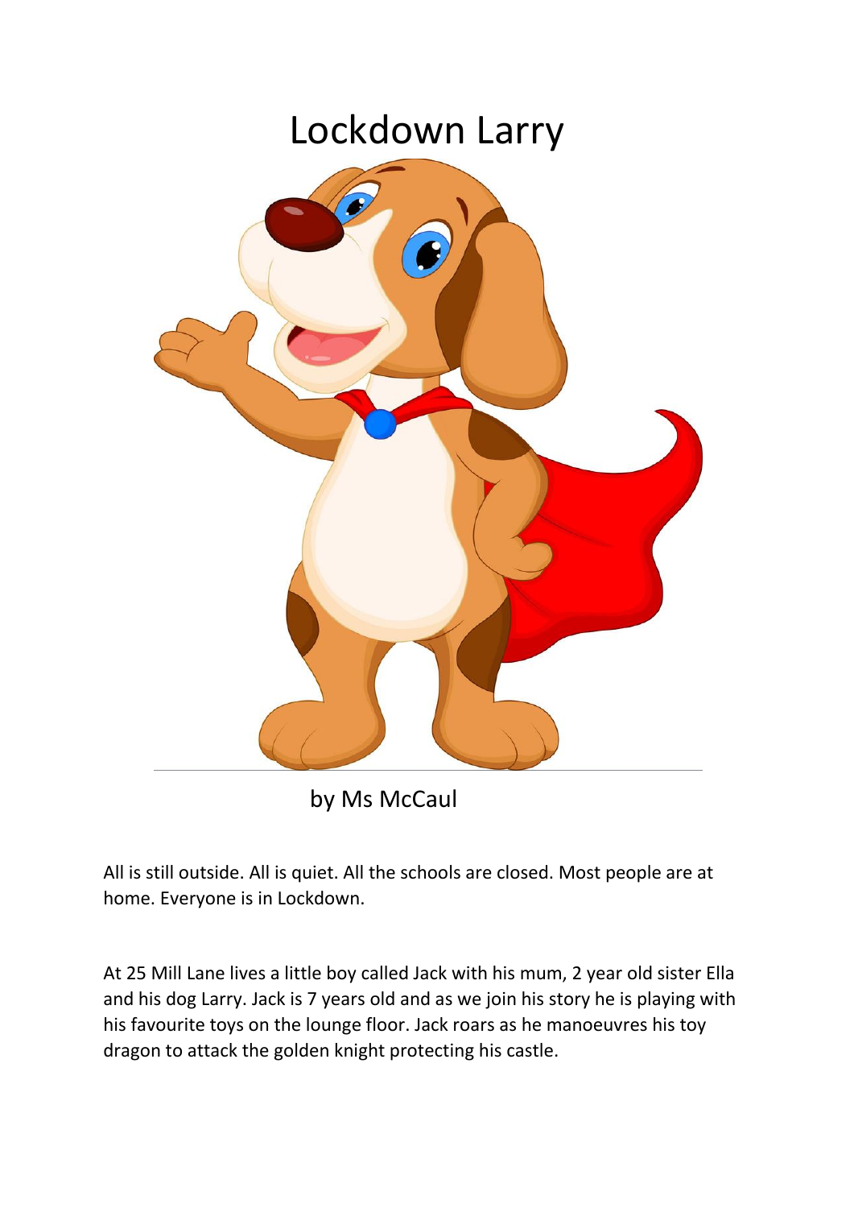# Lockdown Larry

by Ms McCaul

All is still outside. All is quiet. All the schools are closed. Most people are at home. Everyone is in Lockdown.

At 25 Mill Lane lives a little boy called Jack with his mum, 2 year old sister Ella and his dog Larry. Jack is 7 years old and as we join his story he is playing with his favourite toys on the lounge floor. Jack roars as he manoeuvres his toy dragon to attack the golden knight protecting his castle.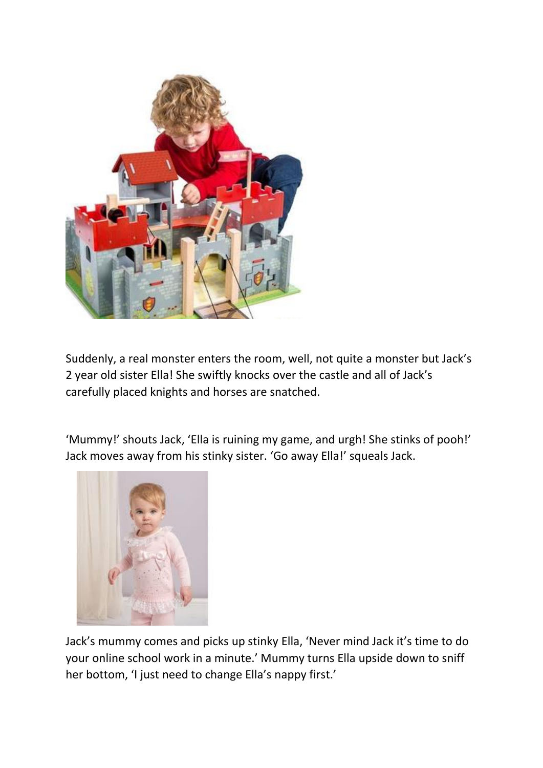Suddenly, a real monster enters the room, well, not quite a monster but Jack's 2 year old sister Ella! She swiftly knocks over the castle and all of Jack's carefully placed knights and horses are snatched.

'Mummy!' shouts Jack, 'Ella is ruining my game, and urgh! She stinks of pooh!' Jack moves away from his stinky sister. 'Go away Ella!' squeals Jack.

Jack's mummy comes and picks up stinky Ella, 'Never mind Jack it's time to do your online school work in a minute.' Mummy turns Ella upside down to sniff her bottom, 'I just need to change Ella's nappy first.'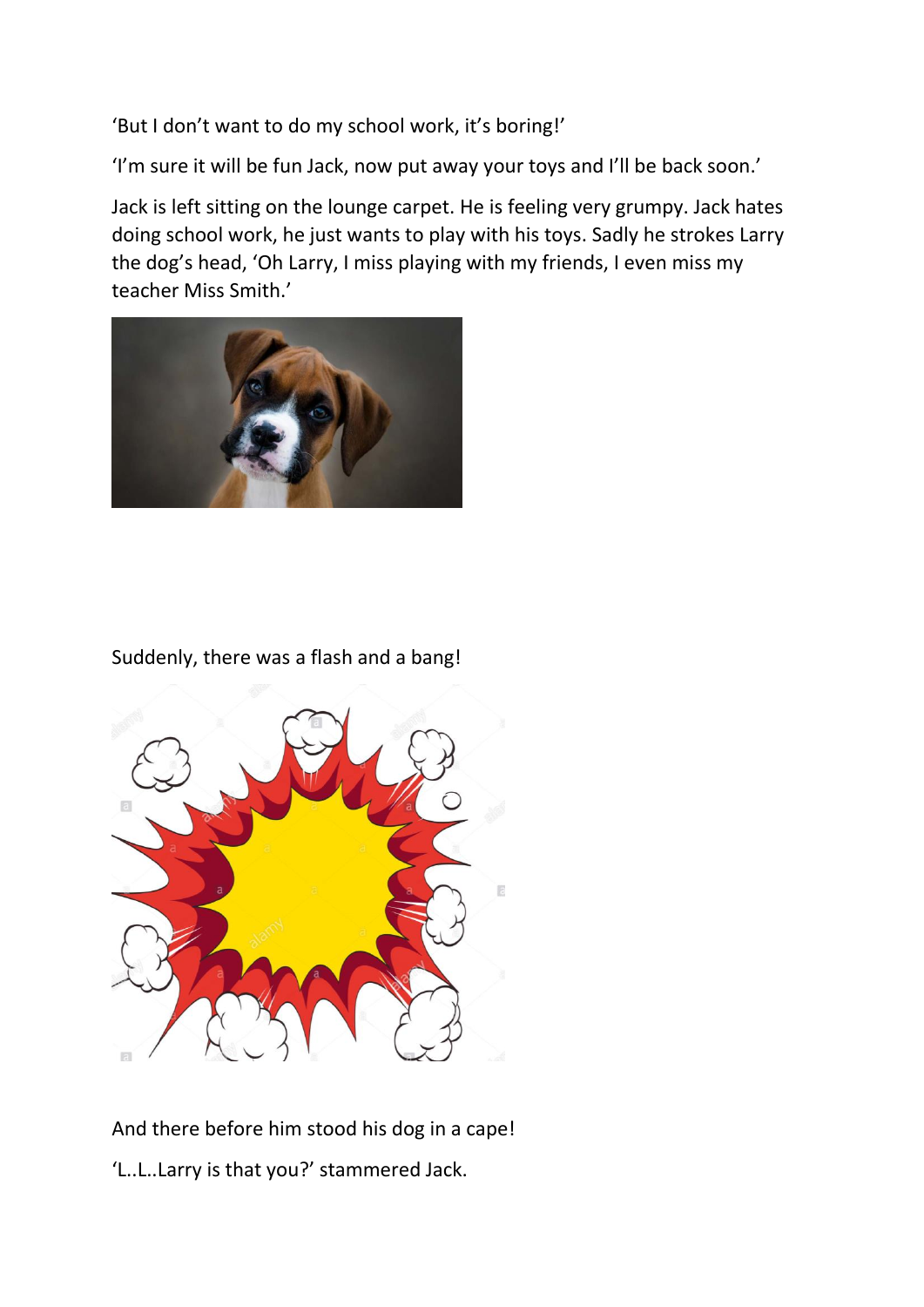'But I don't want to do my school work, it's boring!'

'I'm sure it will be fun Jack, now put away your toys and I'll be back soon.'

Jack is left sitting on the lounge carpet. He is feeling very grumpy. Jack hates doing school work, he just wants to play with his toys. Sadly he strokes Larry the dog's head, 'Oh Larry, I miss playing with my friends, I even miss my teacher Miss Smith.'

Suddenly, there was a flash and a bang!

And there before him stood his dog in a cape!

'L..L..Larry is that you?' stammered Jack.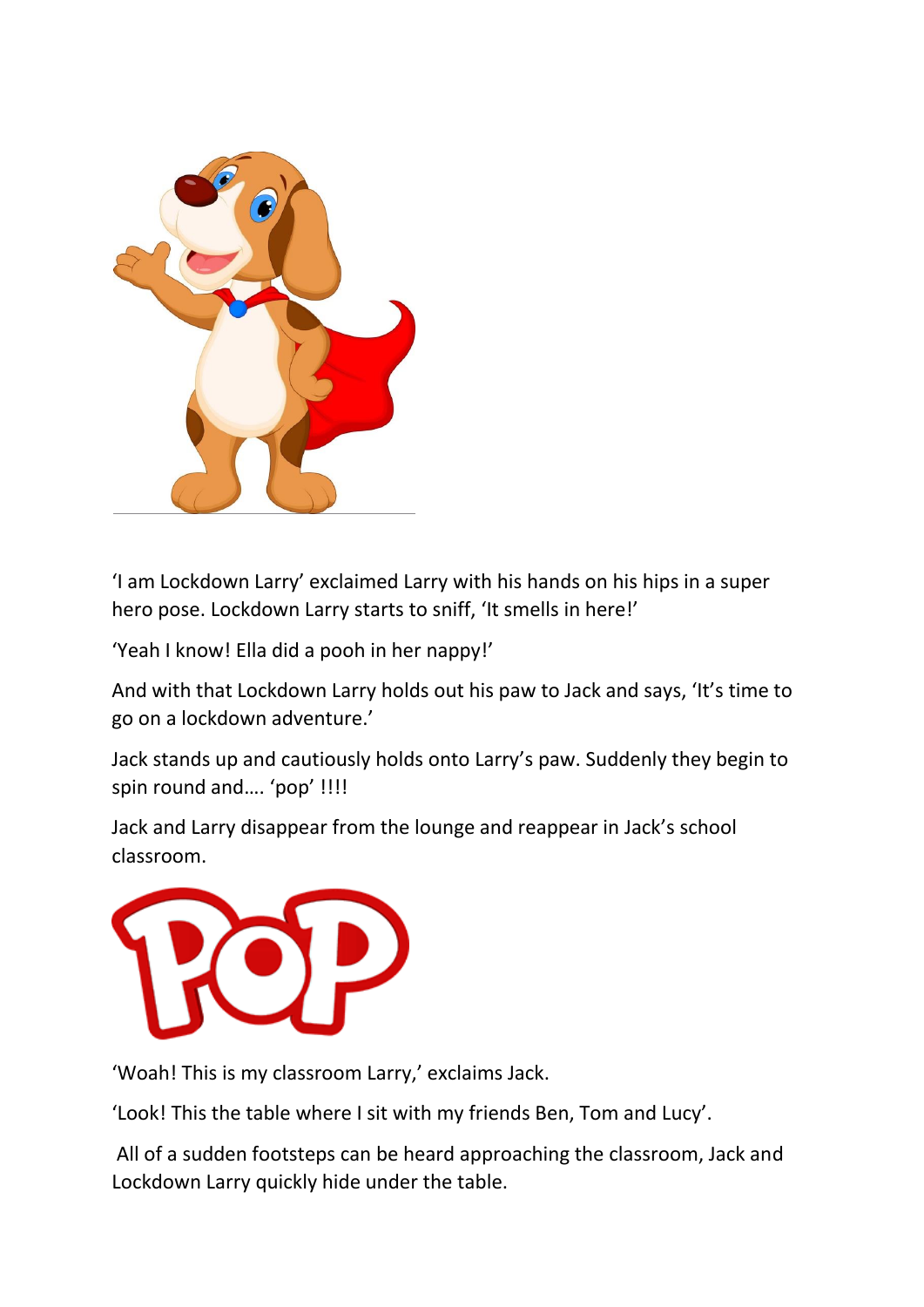'I am Lockdown Larry' exclaimed Larry with his hands on his hips in a super hero pose. Lockdown Larry starts to sniff, 'It smells in here!'

'Yeah I know! Ella did a pooh in her nappy!'

And with that Lockdown Larry holds out his paw to Jack and says, 'It's time to go on a lockdown adventure.'

Jack stands up and cautiously holds onto Larry's paw. Suddenly they begin to spin round and…. 'pop' !!!!

Jack and Larry disappear from the lounge and reappear in Jack's school classroom.

'Woah! This is my classroom Larry,' exclaims Jack.

'Look! This the table where I sit with my friends Ben, Tom and Lucy'.

All of a sudden footsteps can be heard approaching the classroom, Jack and Lockdown Larry quickly hide under the table.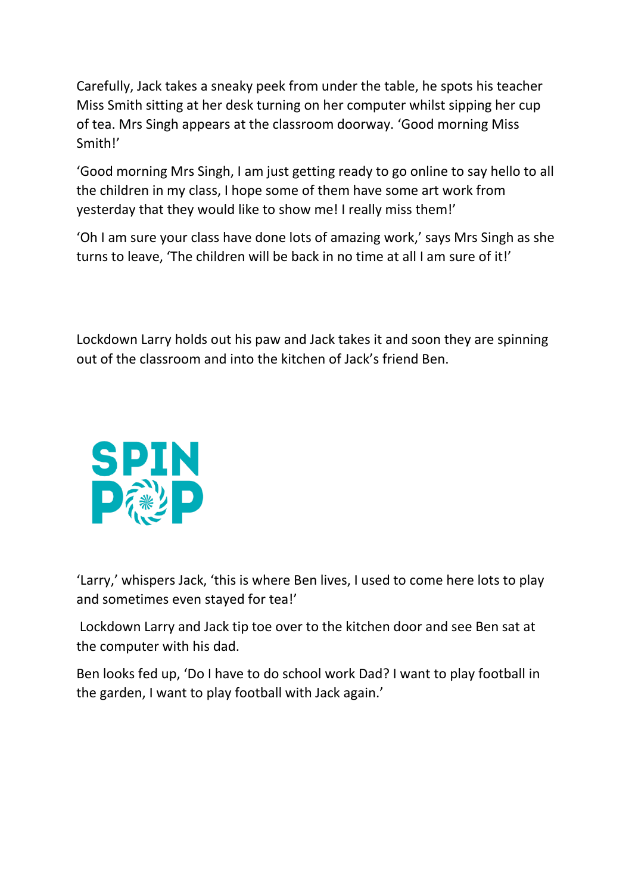Carefully, Jack takes a sneaky peek from under the table, he spots his teacher Miss Smith sitting at her desk turning on her computer whilst sipping her cup of tea. Mrs Singh appears at the classroom doorway. 'Good morning Miss Smith!'

'Good morning Mrs Singh, I am just getting ready to go online to say hello to all the children in my class, I hope some of them have some art work from yesterday that they would like to show me! I really miss them!'

'Oh I am sure your class have done lots of amazing work,' says Mrs Singh as she turns to leave, 'The children will be back in no time at all I am sure of it!'

Lockdown Larry holds out his paw and Jack takes it and soon they are spinning out of the classroom and into the kitchen of Jack's friend Ben.

**SPIN POP**

'Larry,' whispers Jack, 'this is where Ben lives, I used to come here lots to play and sometimes even stayed for tea!'

Lockdown Larry and Jack tip toe over to the kitchen door and see Ben sat at the computer with his dad.

Ben looks fed up, 'Do I have to do school work Dad? I want to play football in the garden, I want to play football with Jack again.'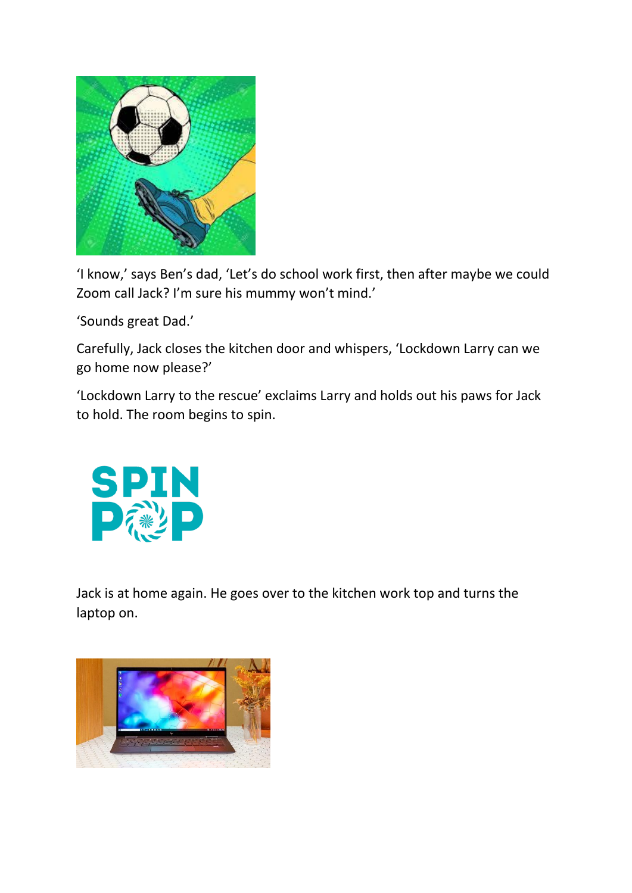'I know,' says Ben's dad, 'Let's do school work first, then after maybe we could Zoom call Jack? I'm sure his mummy won't mind.'

'Sounds great Dad.'

Carefully, Jack closes the kitchen door and whispers, 'Lockdown Larry can we go home now please?'

'Lockdown Larry to the rescue' exclaims Larry and holds out his paws for Jack to hold. The room begins to spin.

SPIN

POP

Jack is at home again. He goes over to the kitchen work top and turns the laptop on.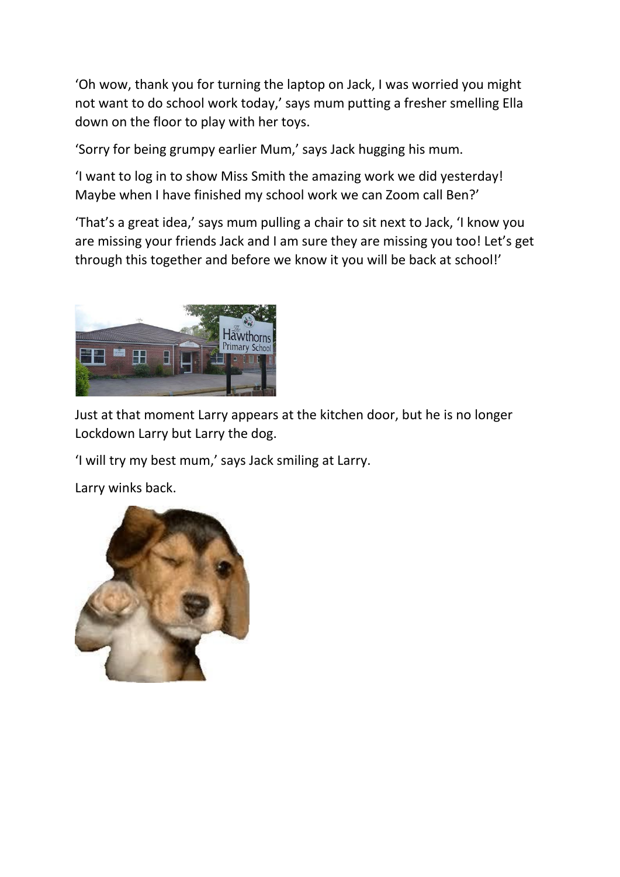'Oh wow, thank you for turning the laptop on Jack, I was worried you might not want to do school work today,' says mum putting a fresher smelling Ella down on the floor to play with her toys.

'Sorry for being grumpy earlier Mum,' says Jack hugging his mum.

'I want to log in to show Miss Smith the amazing work we did yesterday! Maybe when I have finished my school work we can Zoom call Ben?'

'That's a great idea,' says mum pulling a chair to sit next to Jack, 'I know you are missing your friends Jack and I am sure they are missing you too! Let's get through this together and before we know it you will be back at school!'

Just at that moment Larry appears at the kitchen door, but he is no longer Lockdown Larry but Larry the dog.

'I will try my best mum,' says Jack smiling at Larry.

Larry winks back.